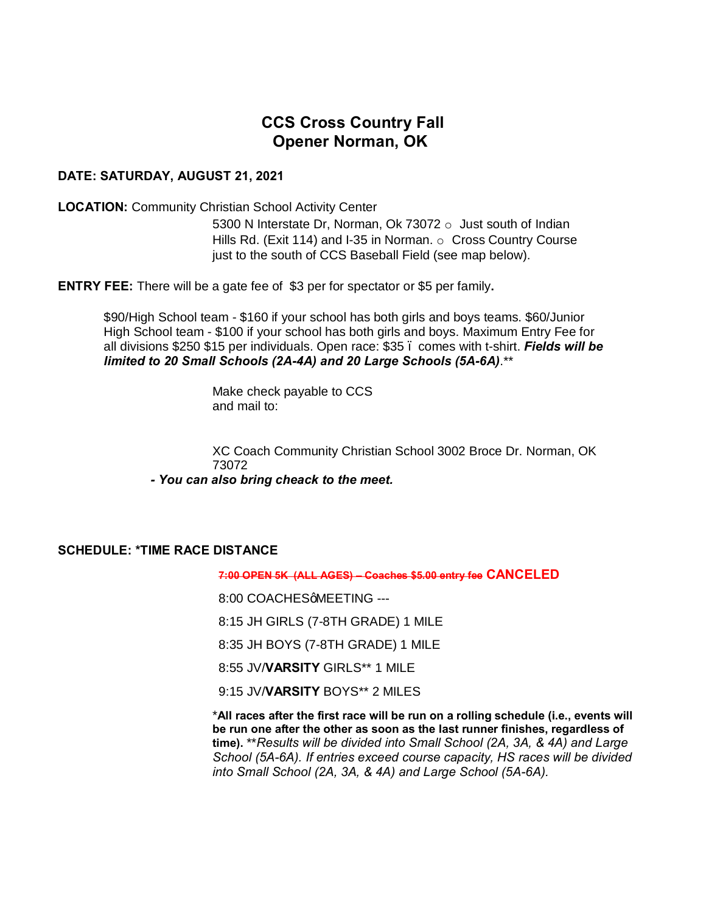# CCS Cross Country Fall Opener Norman, OK

**DATE: SATURDAY, AUGUST 21, 2021**

**LOCATION:** Community Christian School Activity Center

5300 N Interstate Dr, Norman, Ok 73072 ○ Just south of Indian Hills Rd. (Exit 114) and I-35 in Norman. ○ Cross Country Course just to the south of CCS Baseball Field (see map below).

**ENTRY FEE:** There will be a gate fee of $3 per for spectator or $5 per family**.**

$90/High School team - $160 if your school has both girls and boys teams. $60/Junior High School team - $100 if your school has both girls and boys. Maximum Entry Fee for all divisions $250 $15 per individuals. Open race: $35 ï comes with t-shirt. ***Fields will be limited to 20 Small Schools (2A-4A) and 20 Large Schools (5A-6A)***.**

Make check payable to CCS and mail to:

XC Coach Community Christian School 3002 Broce Dr. Norman, OK 73072

***- You can also bring cheack to the meet.***

**SCHEDULE: *TIME RACE DISTANCE**

~~**7:00 OPEN 5K (ALL AGES) – Coaches $5.00 entry fee**~~ **CANCELED**

8:00 COACHESôMEETING ---

8:15 JH GIRLS (7-8TH GRADE) 1 MILE

8:35 JH BOYS (7-8TH GRADE) 1 MILE

8:55 JV/**VARSITY** GIRLS** 1 MILE

9:15 JV/**VARSITY** BOYS** 2 MILES

***All races after the first race will be run on a rolling schedule (i.e., events will be run one after the other as soon as the last runner finishes, regardless of time).** ***Results will be divided into Small School (2A, 3A, & 4A) and Large School (5A-6A). If entries exceed course capacity, HS races will be divided into Small School (2A, 3A, & 4A) and Large School (5A-6A).***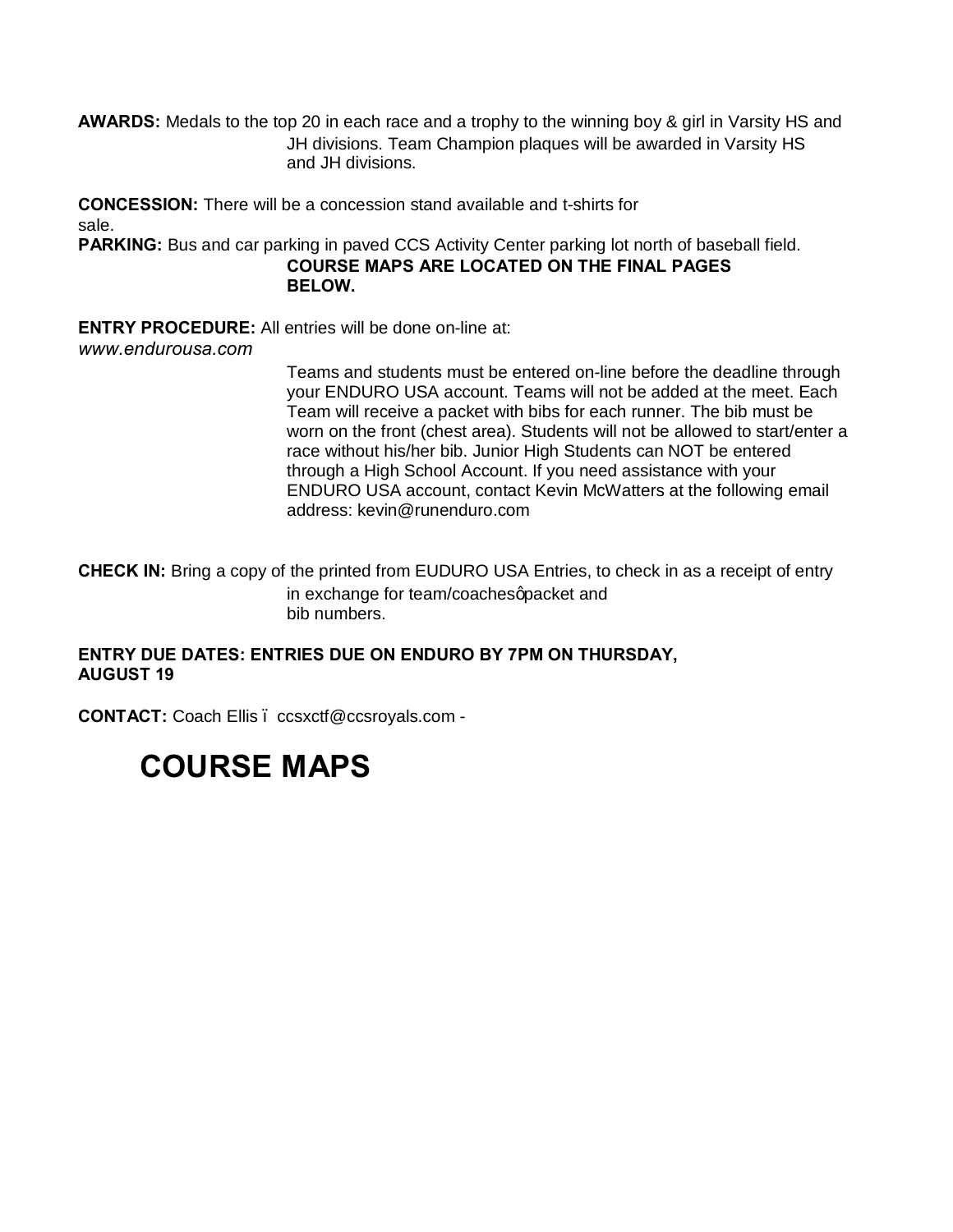**AWARDS:** Medals to the top 20 in each race and a trophy to the winning boy & girl in Varsity HS and JH divisions. Team Champion plaques will be awarded in Varsity HS and JH divisions.

**CONCESSION:** There will be a concession stand available and t-shirts for sale.

**PARKING:** Bus and car parking in paved CCS Activity Center parking lot north of baseball field.

**COURSE MAPS ARE LOCATED ON THE FINAL PAGES BELOW.**

**ENTRY PROCEDURE:** All entries will be done on-line at: *www.endurousa.com*

Teams and students must be entered on-line before the deadline through your ENDURO USA account. Teams will not be added at the meet. Each Team will receive a packet with bibs for each runner. The bib must be worn on the front (chest area). Students will not be allowed to start/enter a race without his/her bib. Junior High Students can NOT be entered through a High School Account. If you need assistance with your ENDURO USA account, contact Kevin McWatters at the following email address: kevin@runenduro.com

**CHECK IN:** Bring a copy of the printed from EUDURO USA Entries, to check in as a receipt of entry in exchange for team/coachesǫpacket and bib numbers.

**ENTRY DUE DATES: ENTRIES DUE ON ENDURO BY 7PM ON THURSDAY, AUGUST 19**

**CONTACT:** Coach Ellis ï ccsxctf@ccsroyals.com -

# COURSE MAPS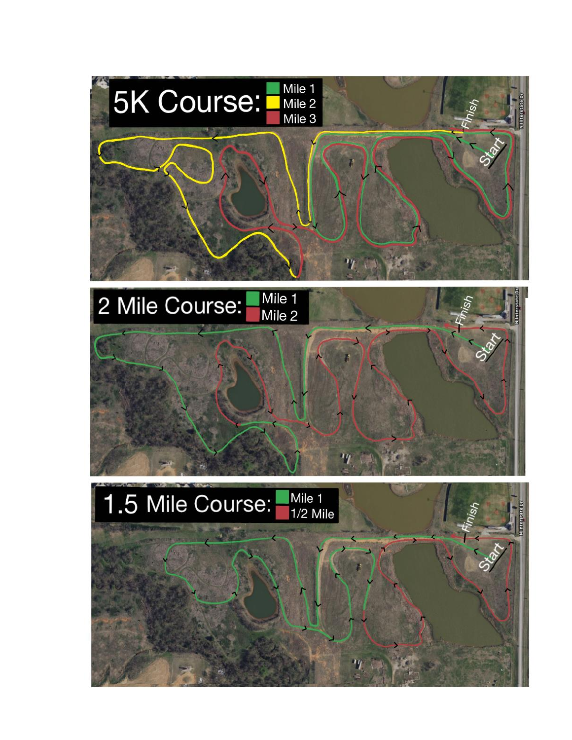5K Course:
Mile 1
Mile 2
Mile 3
Finish
Start
N Interstate Dr

2 Mile Course:
Mile 1
Mile 2
Finish
Start
N Interstate Dr

1.5 Mile Course:
Mile 1
1/2 Mile
Finish
Start
N Interstate Dr